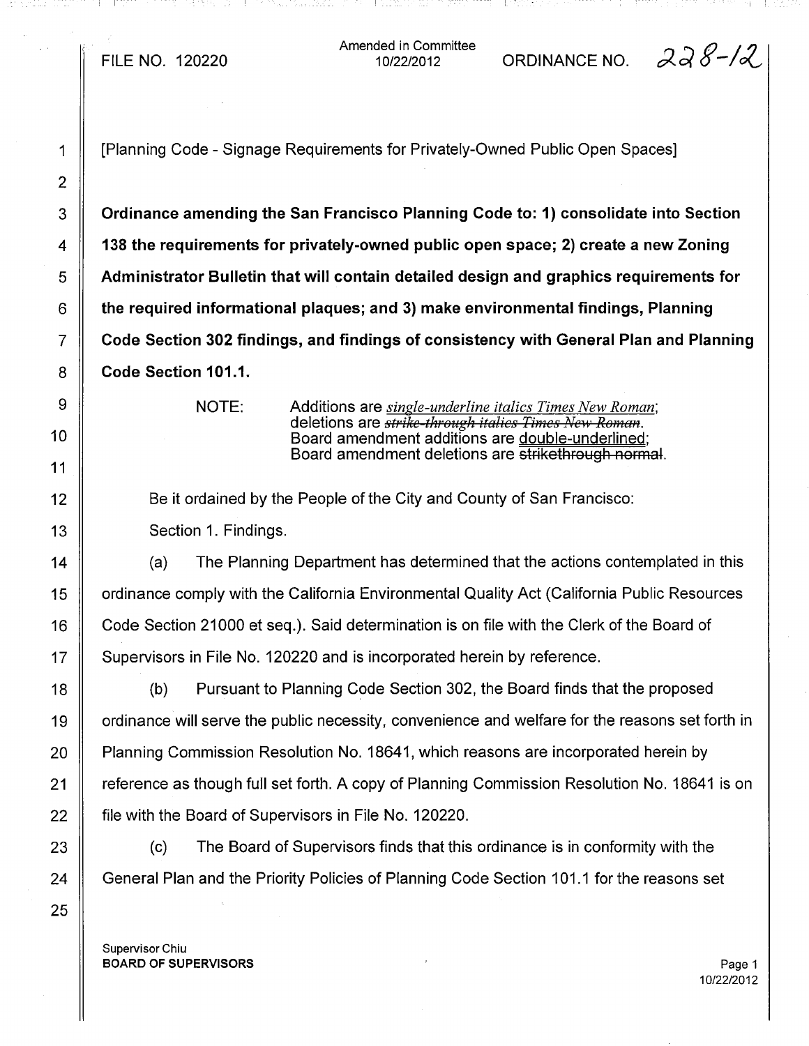FILE NO. 120220

Amended in Committee
10/22/2012

ORDINANCE NO. 228-12

[Planning Code - Signage Requirements for Privately-Owned Public Open Spaces]

**Ordinance amending the San Francisco Planning Code to: 1) consolidate into Section 138 the requirements for privately-owned public open space; 2) create a new Zoning Administrator Bulletin that will contain detailed design and graphics requirements for the required informational plaques; and 3) make environmental findings, Planning Code Section 302 findings, and findings of consistency with General Plan and Planning Code Section 101.1.**

NOTE: Additions are *single-underline italics Times New Roman*; deletions are ~~*strike-through italics Times New Roman*~~. Board amendment additions are double-underlined; Board amendment deletions are ~~strikethrough normal~~.

Be it ordained by the People of the City and County of San Francisco:

Section 1. Findings.

(a) The Planning Department has determined that the actions contemplated in this ordinance comply with the California Environmental Quality Act (California Public Resources Code Section 21000 et seq.). Said determination is on file with the Clerk of the Board of Supervisors in File No. 120220 and is incorporated herein by reference.

(b) Pursuant to Planning Code Section 302, the Board finds that the proposed ordinance will serve the public necessity, convenience and welfare for the reasons set forth in Planning Commission Resolution No. 18641, which reasons are incorporated herein by reference as though full set forth. A copy of Planning Commission Resolution No. 18641 is on file with the Board of Supervisors in File No. 120220.

(c) The Board of Supervisors finds that this ordinance is in conformity with the General Plan and the Priority Policies of Planning Code Section 101.1 for the reasons set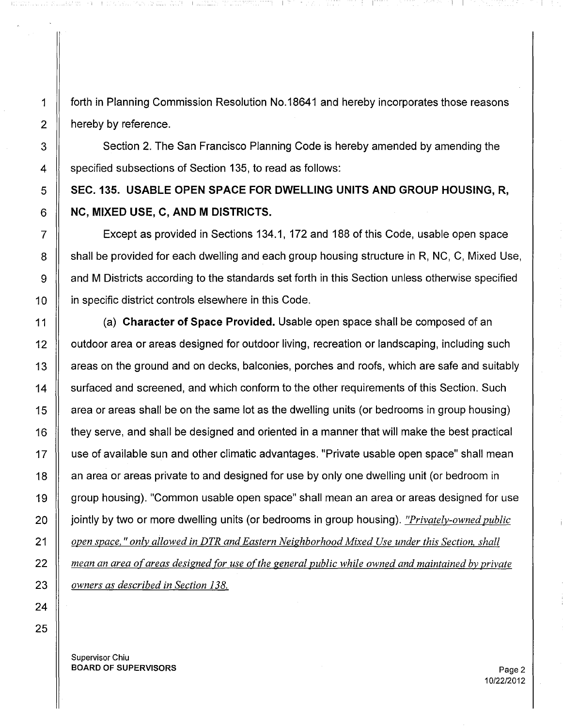forth in Planning Commission Resolution No.18641 and hereby incorporates those reasons hereby by reference.

Section 2. The San Francisco Planning Code is hereby amended by amending the specified subsections of Section 135, to read as follows:

**SEC. 135. USABLE OPEN SPACE FOR DWELLING UNITS AND GROUP HOUSING, R, NC, MIXED USE, C, AND M DISTRICTS.**

Except as provided in Sections 134.1, 172 and 188 of this Code, usable open space shall be provided for each dwelling and each group housing structure in R, NC, C, Mixed Use, and M Districts according to the standards set forth in this Section unless otherwise specified in specific district controls elsewhere in this Code.

(a) **Character of Space Provided.** Usable open space shall be composed of an outdoor area or areas designed for outdoor living, recreation or landscaping, including such areas on the ground and on decks, balconies, porches and roofs, which are safe and suitably surfaced and screened, and which conform to the other requirements of this Section. Such area or areas shall be on the same lot as the dwelling units (or bedrooms in group housing) they serve, and shall be designed and oriented in a manner that will make the best practical use of available sun and other climatic advantages. "Private usable open space" shall mean an area or areas private to and designed for use by only one dwelling unit (or bedroom in group housing). "Common usable open space" shall mean an area or areas designed for use jointly by two or more dwelling units (or bedrooms in group housing). *"Privately-owned public open space," only allowed in DTR and Eastern Neighborhood Mixed Use under this Section, shall mean an area of areas designed for use of the general public while owned and maintained by private owners as described in Section 138.*

Supervisor Chiu
**BOARD OF SUPERVISORS**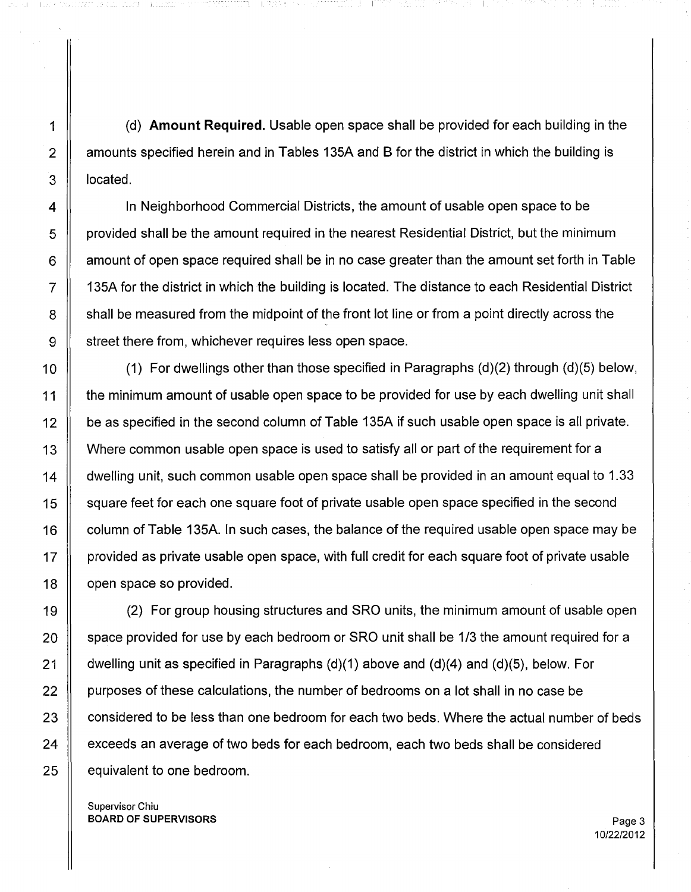(d) **Amount Required.** Usable open space shall be provided for each building in the amounts specified herein and in Tables 135A and B for the district in which the building is located.

In Neighborhood Commercial Districts, the amount of usable open space to be provided shall be the amount required in the nearest Residential District, but the minimum amount of open space required shall be in no case greater than the amount set forth in Table 135A for the district in which the building is located. The distance to each Residential District shall be measured from the midpoint of the front lot line or from a point directly across the street there from, whichever requires less open space.

(1) For dwellings other than those specified in Paragraphs (d)(2) through (d)(5) below, the minimum amount of usable open space to be provided for use by each dwelling unit shall be as specified in the second column of Table 135A if such usable open space is all private. Where common usable open space is used to satisfy all or part of the requirement for a dwelling unit, such common usable open space shall be provided in an amount equal to 1.33 square feet for each one square foot of private usable open space specified in the second column of Table 135A. In such cases, the balance of the required usable open space may be provided as private usable open space, with full credit for each square foot of private usable open space so provided.

(2) For group housing structures and SRO units, the minimum amount of usable open space provided for use by each bedroom or SRO unit shall be 1/3 the amount required for a dwelling unit as specified in Paragraphs (d)(1) above and (d)(4) and (d)(5), below. For purposes of these calculations, the number of bedrooms on a lot shall in no case be considered to be less than one bedroom for each two beds. Where the actual number of beds exceeds an average of two beds for each bedroom, each two beds shall be considered equivalent to one bedroom.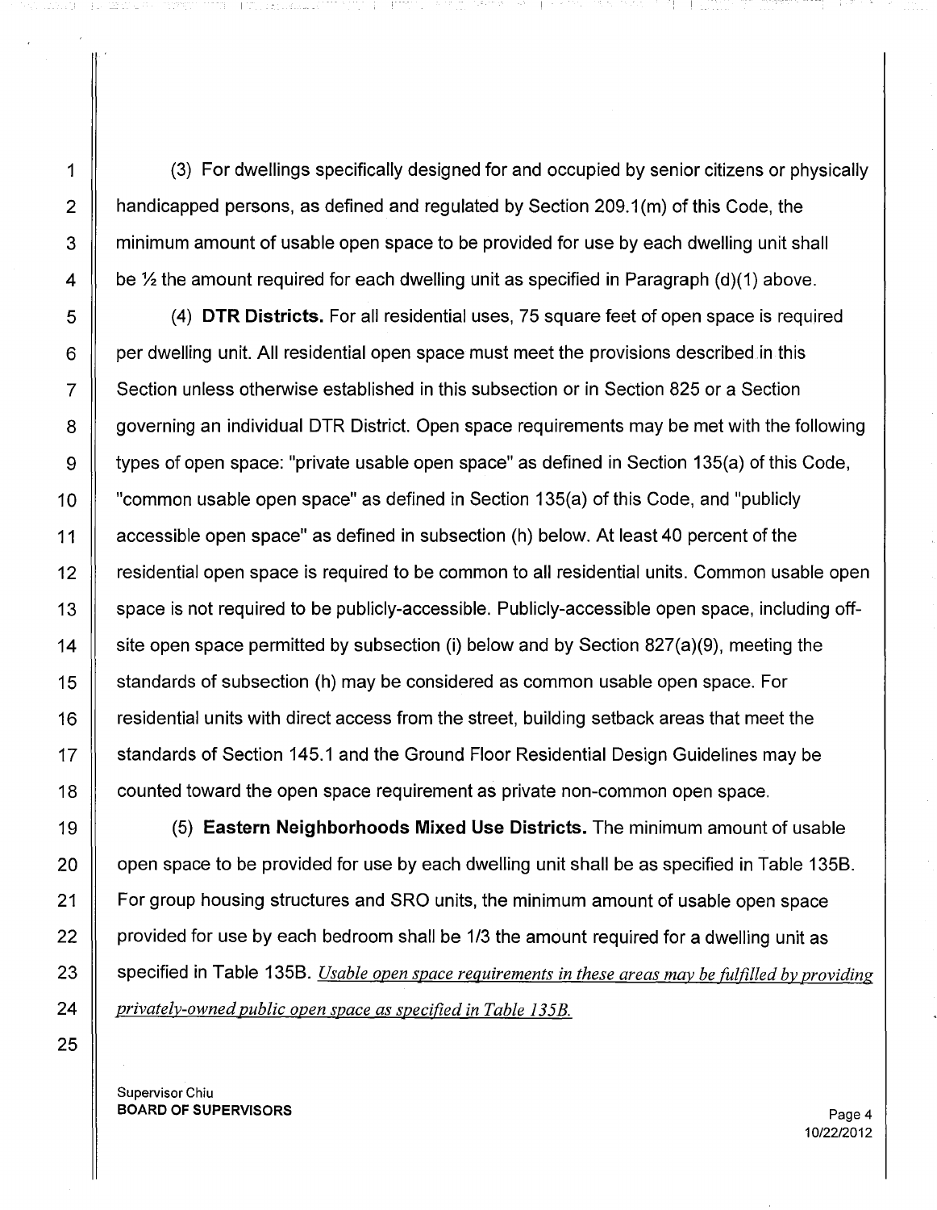(3) For dwellings specifically designed for and occupied by senior citizens or physically handicapped persons, as defined and regulated by Section 209.1(m) of this Code, the minimum amount of usable open space to be provided for use by each dwelling unit shall be ½ the amount required for each dwelling unit as specified in Paragraph (d)(1) above.

(4) **DTR Districts.** For all residential uses, 75 square feet of open space is required per dwelling unit. All residential open space must meet the provisions described in this Section unless otherwise established in this subsection or in Section 825 or a Section governing an individual DTR District. Open space requirements may be met with the following types of open space: "private usable open space" as defined in Section 135(a) of this Code, "common usable open space" as defined in Section 135(a) of this Code, and "publicly accessible open space" as defined in subsection (h) below. At least 40 percent of the residential open space is required to be common to all residential units. Common usable open space is not required to be publicly-accessible. Publicly-accessible open space, including off-site open space permitted by subsection (i) below and by Section 827(a)(9), meeting the standards of subsection (h) may be considered as common usable open space. For residential units with direct access from the street, building setback areas that meet the standards of Section 145.1 and the Ground Floor Residential Design Guidelines may be counted toward the open space requirement as private non-common open space.

(5) **Eastern Neighborhoods Mixed Use Districts.** The minimum amount of usable open space to be provided for use by each dwelling unit shall be as specified in Table 135B. For group housing structures and SRO units, the minimum amount of usable open space provided for use by each bedroom shall be 1/3 the amount required for a dwelling unit as specified in Table 135B. *Usable open space requirements in these areas may be fulfilled by providing privately-owned public open space as specified in Table 135B.*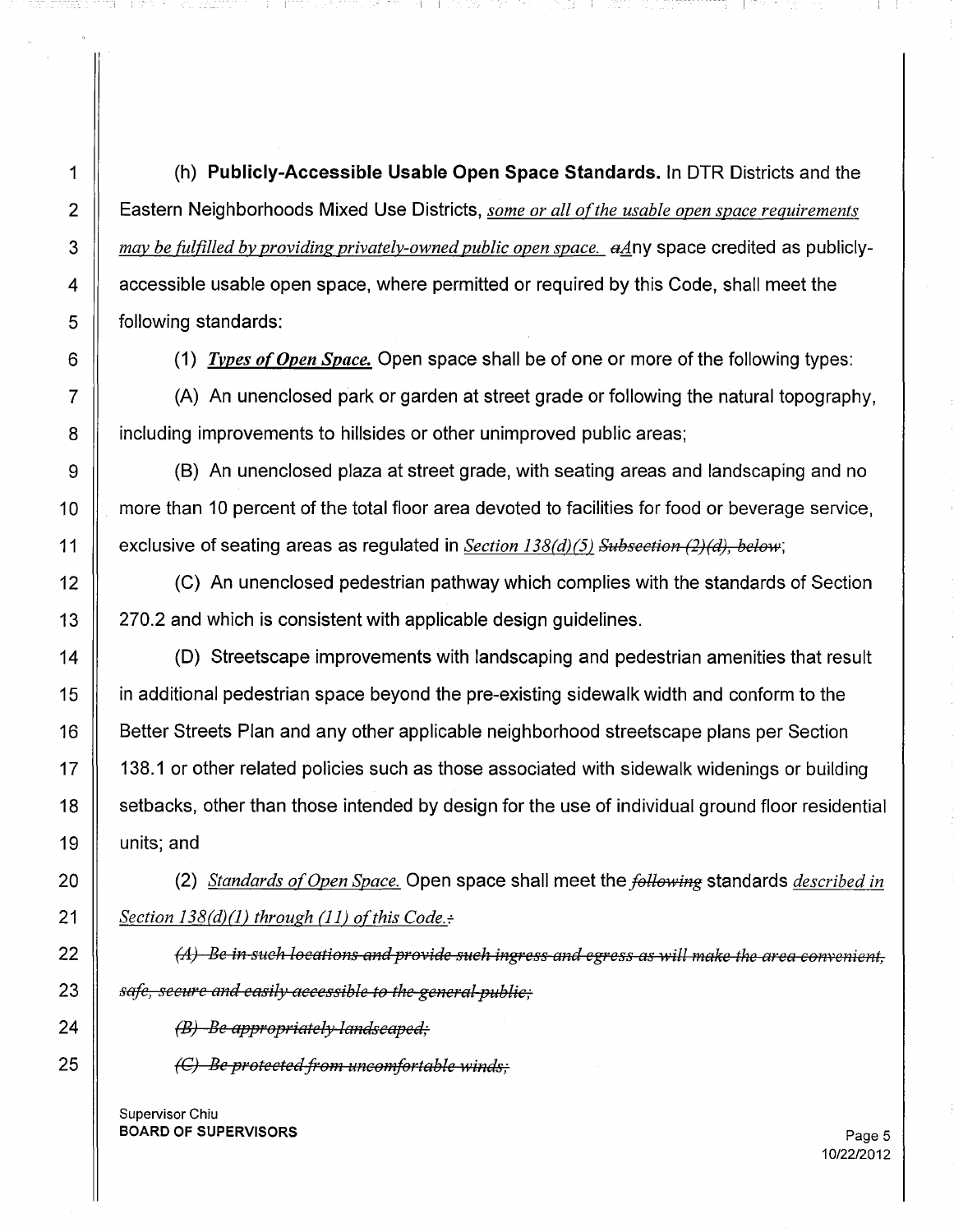(h) **Publicly-Accessible Usable Open Space Standards.** In DTR Districts and the Eastern Neighborhoods Mixed Use Districts, *some or all of the usable open space requirements may be fulfilled by providing privately-owned public open space.* ~~a~~*A*ny space credited as publicly-accessible usable open space, where permitted or required by this Code, shall meet the following standards:

(1) *Types of Open Space.* Open space shall be of one or more of the following types:

(A) An unenclosed park or garden at street grade or following the natural topography, including improvements to hillsides or other unimproved public areas;

(B) An unenclosed plaza at street grade, with seating areas and landscaping and no more than 10 percent of the total floor area devoted to facilities for food or beverage service, exclusive of seating areas as regulated in *Section 138(d)(5)* ~~Subsection (2)(d), below~~;

(C) An unenclosed pedestrian pathway which complies with the standards of Section 270.2 and which is consistent with applicable design guidelines.

(D) Streetscape improvements with landscaping and pedestrian amenities that result in additional pedestrian space beyond the pre-existing sidewalk width and conform to the Better Streets Plan and any other applicable neighborhood streetscape plans per Section 138.1 or other related policies such as those associated with sidewalk widenings or building setbacks, other than those intended by design for the use of individual ground floor residential units; and

(2) *Standards of Open Space.* Open space shall meet the ~~following~~ standards *described in Section 138(d)(1) through (11) of this Code.*~~:~~

~~*(A) Be in such locations and provide such ingress and egress as will make the area convenient, safe, secure and easily accessible to the general public;*~~

~~*(B) Be appropriately landscaped;*~~

~~*(C) Be protected from uncomfortable winds;*~~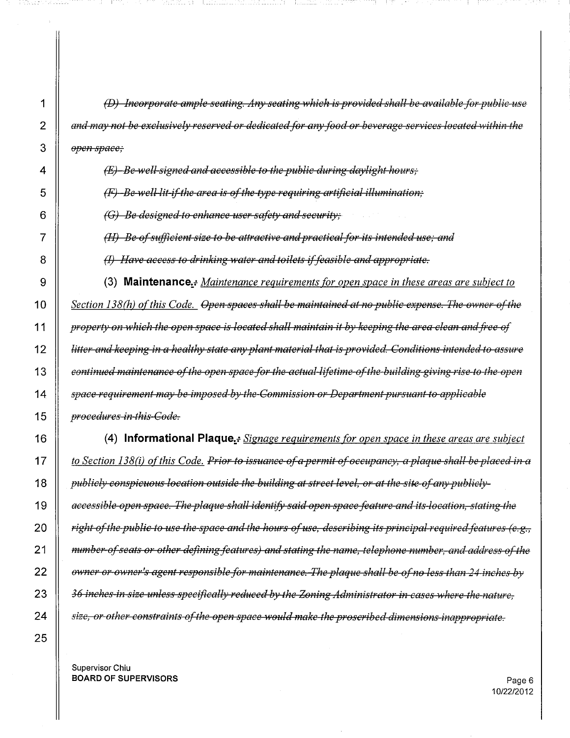~~*(D) Incorporate ample seating. Any seating which is provided shall be available for public use and may not be exclusively reserved or dedicated for any food or beverage services located within the open space;*~~

~~*(E) Be well signed and accessible to the public during daylight hours;*~~

~~*(F) Be well lit if the area is of the type requiring artificial illumination;*~~

~~*(G) Be designed to enhance user safety and security;*~~

~~*(H) Be of sufficient size to be attractive and practical for its intended use; and*~~

~~*(I) Have access to drinking water and toilets if feasible and appropriate.*~~

(3) **Maintenance.**~~:~~ *Maintenance requirements for open space in these areas are subject to Section 138(h) of this Code.* ~~*Open spaces shall be maintained at no public expense. The owner of the property on which the open space is located shall maintain it by keeping the area clean and free of litter and keeping in a healthy state any plant material that is provided. Conditions intended to assure continued maintenance of the open space for the actual lifetime of the building giving rise to the open space requirement may be imposed by the Commission or Department pursuant to applicable procedures in this Code.*~~

(4) **Informational Plaque.**~~:~~ *Signage requirements for open space in these areas are subject to Section 138(i) of this Code.* ~~*Prior to issuance of a permit of occupancy, a plaque shall be placed in a publicly conspicuous location outside the building at street level, or at the site of any publicly-accessible open space. The plaque shall identify said open space feature and its location, stating the right of the public to use the space and the hours of use, describing its principal required features (e.g., number of seats or other defining features) and stating the name, telephone number, and address of the owner or owner's agent responsible for maintenance. The plaque shall be of no less than 24 inches by 36 inches in size unless specifically reduced by the Zoning Administrator in cases where the nature, size, or other constraints of the open space would make the proscribed dimensions inappropriate.*~~

Supervisor Chiu
**BOARD OF SUPERVISORS**

10/22/2012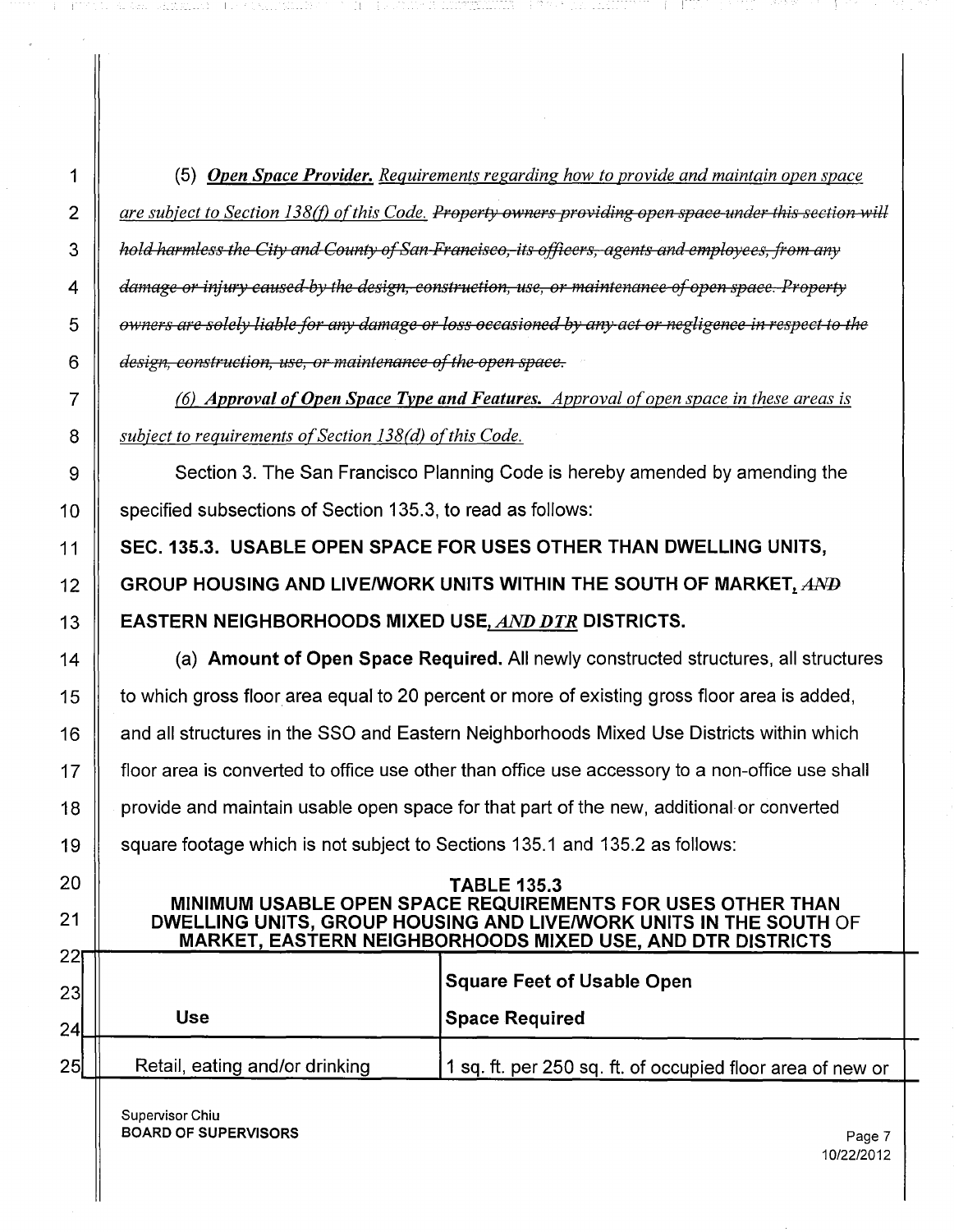(5) ***Open Space Provider.*** *Requirements regarding how to provide and maintain open space are subject to Section 138(f) of this Code.* ~~*Property owners providing open space under this section will hold harmless the City and County of San Francisco, its officers, agents and employees, from any damage or injury caused by the design, construction, use, or maintenance of open space. Property owners are solely liable for any damage or loss occasioned by any act or negligence in respect to the design, construction, use, or maintenance of the open space.*~~

*(6)* ***Approval of Open Space Type and Features.*** *Approval of open space in these areas is subject to requirements of Section 138(d) of this Code.*

Section 3. The San Francisco Planning Code is hereby amended by amending the specified subsections of Section 135.3, to read as follows:

**SEC. 135.3. USABLE OPEN SPACE FOR USES OTHER THAN DWELLING UNITS, GROUP HOUSING AND LIVE/WORK UNITS WITHIN THE SOUTH OF MARKET,** ~~***AND***~~ **EASTERN NEIGHBORHOODS MIXED USE,** ***AND DTR*** **DISTRICTS.**

(a) **Amount of Open Space Required.** All newly constructed structures, all structures to which gross floor area equal to 20 percent or more of existing gross floor area is added, and all structures in the SSO and Eastern Neighborhoods Mixed Use Districts within which floor area is converted to office use other than office use accessory to a non-office use shall provide and maintain usable open space for that part of the new, additional or converted square footage which is not subject to Sections 135.1 and 135.2 as follows:

**TABLE 135.3**
**MINIMUM USABLE OPEN SPACE REQUIREMENTS FOR USES OTHER THAN DWELLING UNITS, GROUP HOUSING AND LIVE/WORK UNITS IN THE SOUTH OF MARKET, EASTERN NEIGHBORHOODS MIXED USE, AND DTR DISTRICTS**

| Use | Square Feet of Usable Open Space Required |
|---|---|
| Retail, eating and/or drinking | 1 sq. ft. per 250 sq. ft. of occupied floor area of new or |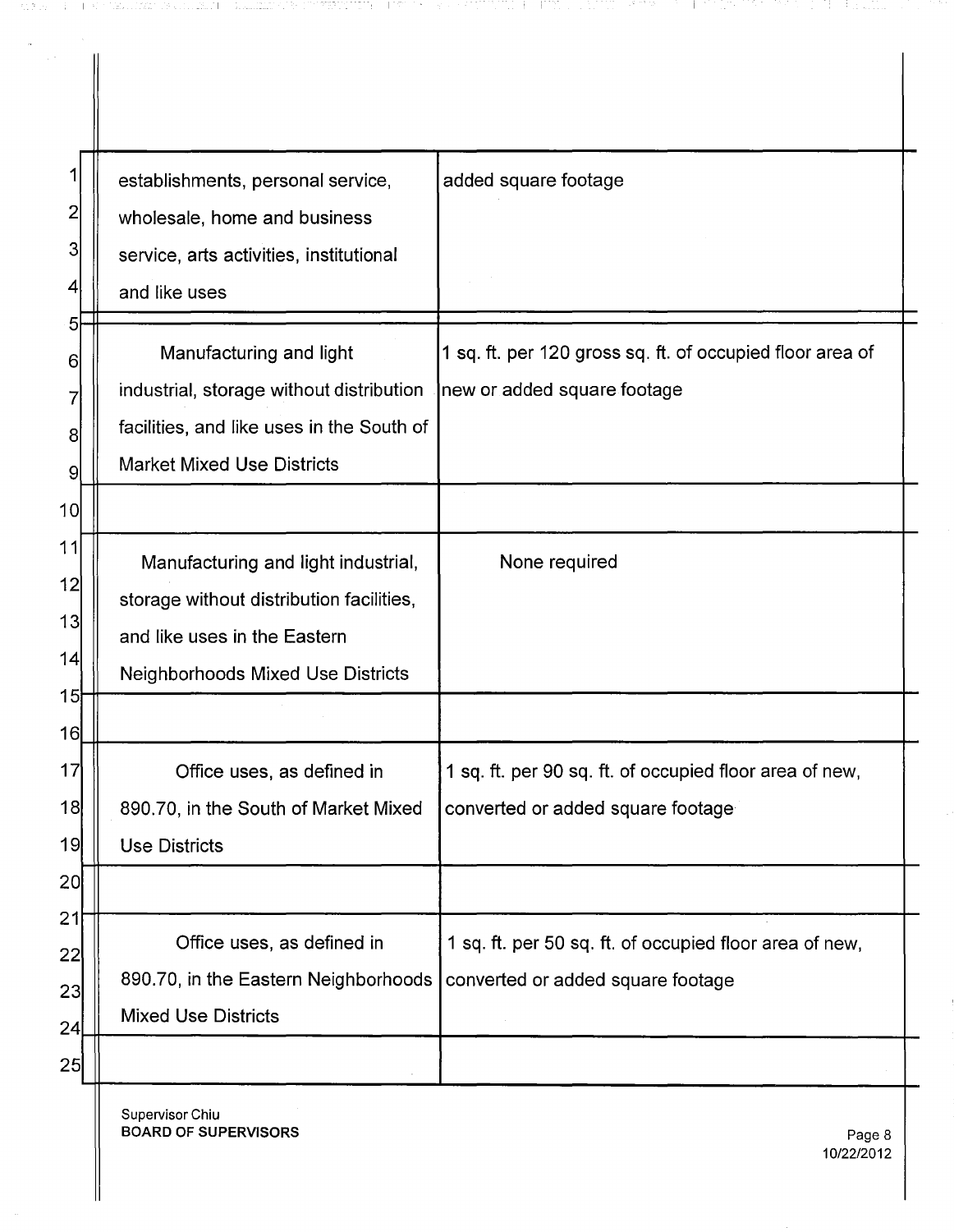| | |
|---|---|
| establishments, personal service, wholesale, home and business service, arts activities, institutional and like uses | added square footage |
| Manufacturing and light industrial, storage without distribution facilities, and like uses in the South of Market Mixed Use Districts | 1 sq. ft. per 120 gross sq. ft. of occupied floor area of new or added square footage |
| | |
| Manufacturing and light industrial, storage without distribution facilities, and like uses in the Eastern Neighborhoods Mixed Use Districts | None required |
| | |
| Office uses, as defined in 890.70, in the South of Market Mixed Use Districts | 1 sq. ft. per 90 sq. ft. of occupied floor area of new, converted or added square footage |
| | |
| Office uses, as defined in 890.70, in the Eastern Neighborhoods Mixed Use Districts | 1 sq. ft. per 50 sq. ft. of occupied floor area of new, converted or added square footage |
| | |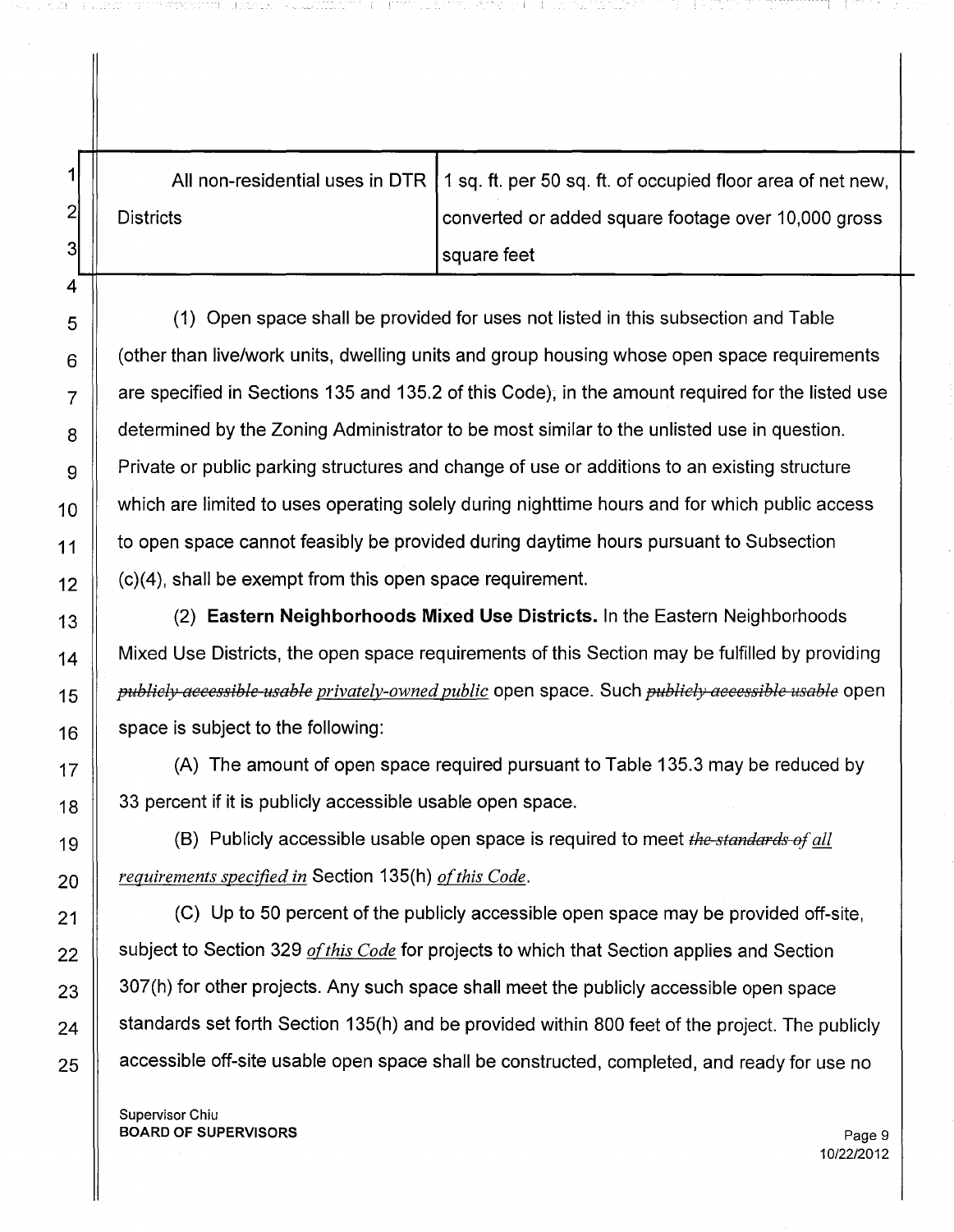| | |
|---|---|
| All non-residential uses in DTR Districts | 1 sq. ft. per 50 sq. ft. of occupied floor area of net new, converted or added square footage over 10,000 gross square feet |

(1) Open space shall be provided for uses not listed in this subsection and Table (other than live/work units, dwelling units and group housing whose open space requirements are specified in Sections 135 and 135.2 of this Code), in the amount required for the listed use determined by the Zoning Administrator to be most similar to the unlisted use in question. Private or public parking structures and change of use or additions to an existing structure which are limited to uses operating solely during nighttime hours and for which public access to open space cannot feasibly be provided during daytime hours pursuant to Subsection (c)(4), shall be exempt from this open space requirement.

(2) **Eastern Neighborhoods Mixed Use Districts.** In the Eastern Neighborhoods Mixed Use Districts, the open space requirements of this Section may be fulfilled by providing ~~*publicly accessible usable*~~ *privately-owned public* open space. Such ~~*publicly accessible usable*~~ open space is subject to the following:

(A) The amount of open space required pursuant to Table 135.3 may be reduced by 33 percent if it is publicly accessible usable open space.

(B) Publicly accessible usable open space is required to meet ~~*the standards of*~~ *all requirements specified in* Section 135(h) *of this Code*.

(C) Up to 50 percent of the publicly accessible open space may be provided off-site, subject to Section 329 *of this Code* for projects to which that Section applies and Section 307(h) for other projects. Any such space shall meet the publicly accessible open space standards set forth Section 135(h) and be provided within 800 feet of the project. The publicly accessible off-site usable open space shall be constructed, completed, and ready for use no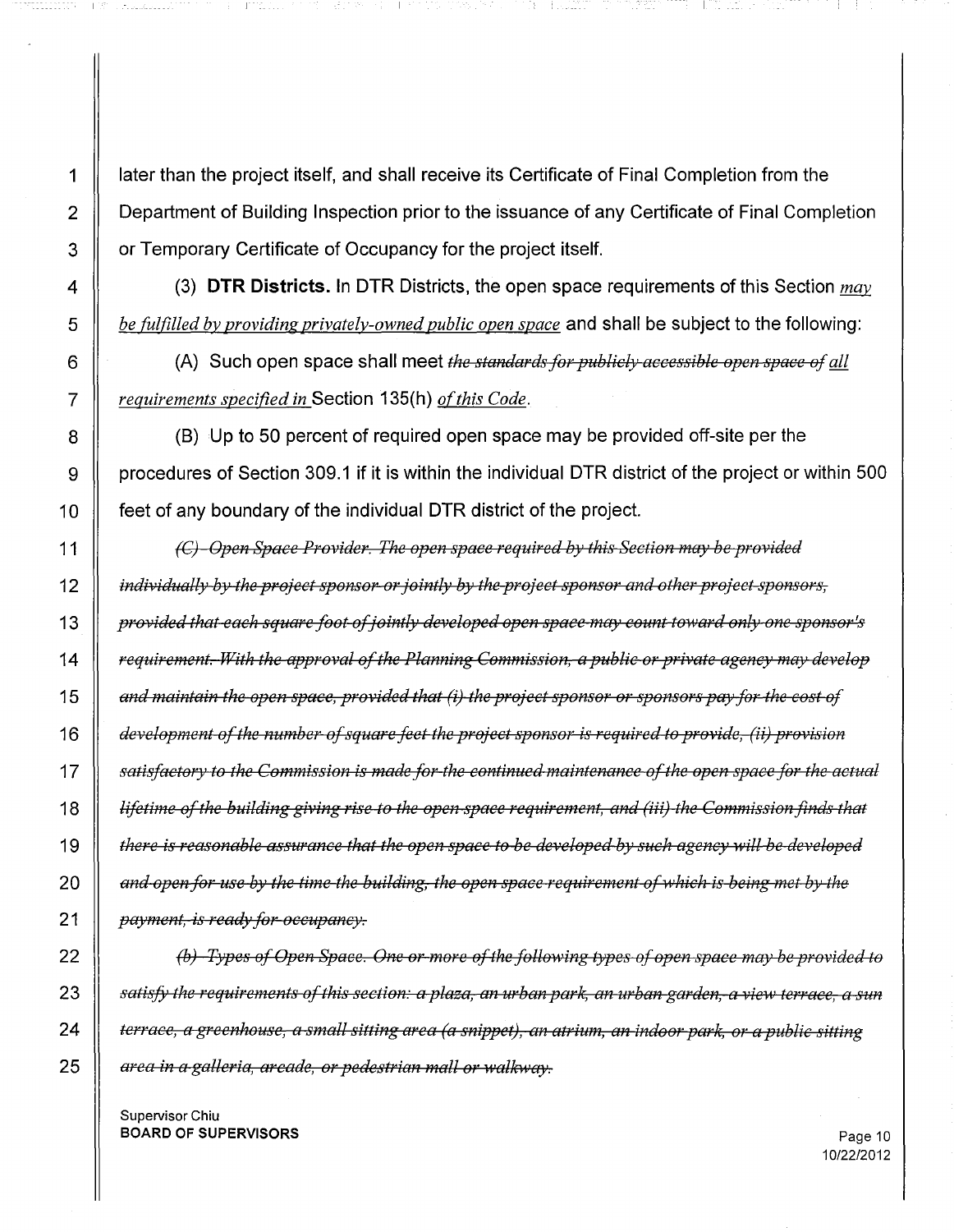later than the project itself, and shall receive its Certificate of Final Completion from the Department of Building Inspection prior to the issuance of any Certificate of Final Completion or Temporary Certificate of Occupancy for the project itself.

(3) **DTR Districts.** In DTR Districts, the open space requirements of this Section *may be fulfilled by providing privately-owned public open space* and shall be subject to the following:

(A) Such open space shall meet ~~*the standards for publicly accessible open space of*~~ *all requirements specified in* Section 135(h) *of this Code*.

(B) Up to 50 percent of required open space may be provided off-site per the procedures of Section 309.1 if it is within the individual DTR district of the project or within 500 feet of any boundary of the individual DTR district of the project.

~~*(C) Open Space Provider. The open space required by this Section may be provided individually by the project sponsor or jointly by the project sponsor and other project sponsors, provided that each square foot of jointly developed open space may count toward only one sponsor's requirement. With the approval of the Planning Commission, a public or private agency may develop and maintain the open space, provided that (i) the project sponsor or sponsors pay for the cost of development of the number of square feet the project sponsor is required to provide, (ii) provision satisfactory to the Commission is made for the continued maintenance of the open space for the actual lifetime of the building giving rise to the open space requirement, and (iii) the Commission finds that there is reasonable assurance that the open space to be developed by such agency will be developed and open for use by the time the building, the open space requirement of which is being met by the payment, is ready for occupancy.*~~

~~*(b) Types of Open Space. One or more of the following types of open space may be provided to satisfy the requirements of this section: a plaza, an urban park, an urban garden, a view terrace, a sun terrace, a greenhouse, a small sitting area (a snippet), an atrium, an indoor park, or a public sitting area in a galleria, arcade, or pedestrian mall or walkway.*~~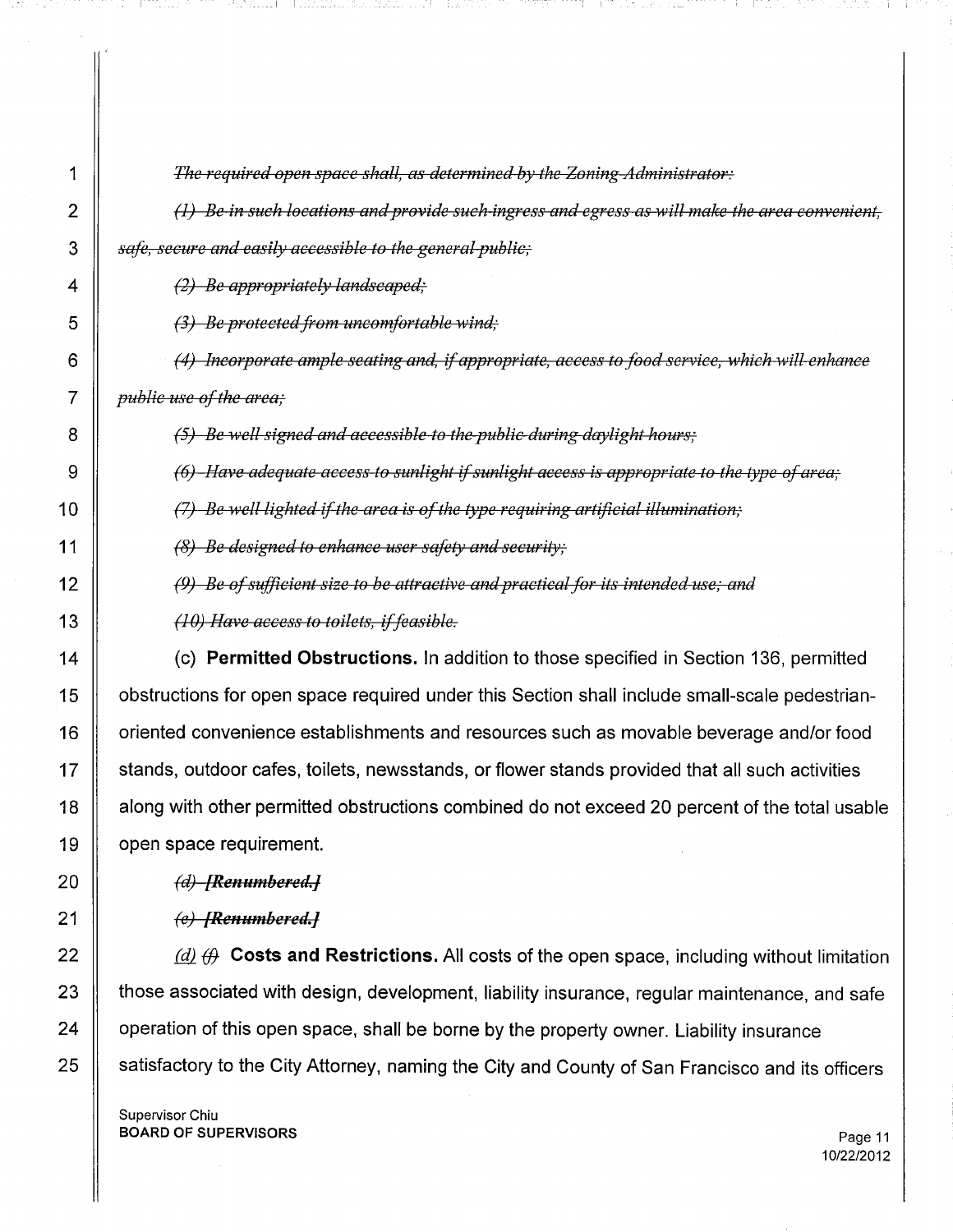~~*The required open space shall, as determined by the Zoning Administrator:*~~

~~*(1) Be in such locations and provide such ingress and egress as will make the area convenient, safe, secure and easily accessible to the general public;*~~

~~*(2) Be appropriately landscaped;*~~

~~*(3) Be protected from uncomfortable wind;*~~

~~*(4) Incorporate ample seating and, if appropriate, access to food service, which will enhance public use of the area;*~~

~~*(5) Be well signed and accessible to the public during daylight hours;*~~

~~*(6) Have adequate access to sunlight if sunlight access is appropriate to the type of area;*~~

~~*(7) Be well lighted if the area is of the type requiring artificial illumination;*~~

~~*(8) Be designed to enhance user safety and security;*~~

~~*(9) Be of sufficient size to be attractive and practical for its intended use; and*~~

~~*(10) Have access to toilets, if feasible.*~~

(c) **Permitted Obstructions.** In addition to those specified in Section 136, permitted obstructions for open space required under this Section shall include small-scale pedestrian-oriented convenience establishments and resources such as movable beverage and/or food stands, outdoor cafes, toilets, newsstands, or flower stands provided that all such activities along with other permitted obstructions combined do not exceed 20 percent of the total usable open space requirement.

~~*(d) [Renumbered.]*~~

~~*(e) [Renumbered.]*~~

*(d)* ~~*(f)*~~ **Costs and Restrictions.** All costs of the open space, including without limitation those associated with design, development, liability insurance, regular maintenance, and safe operation of this open space, shall be borne by the property owner. Liability insurance satisfactory to the City Attorney, naming the City and County of San Francisco and its officers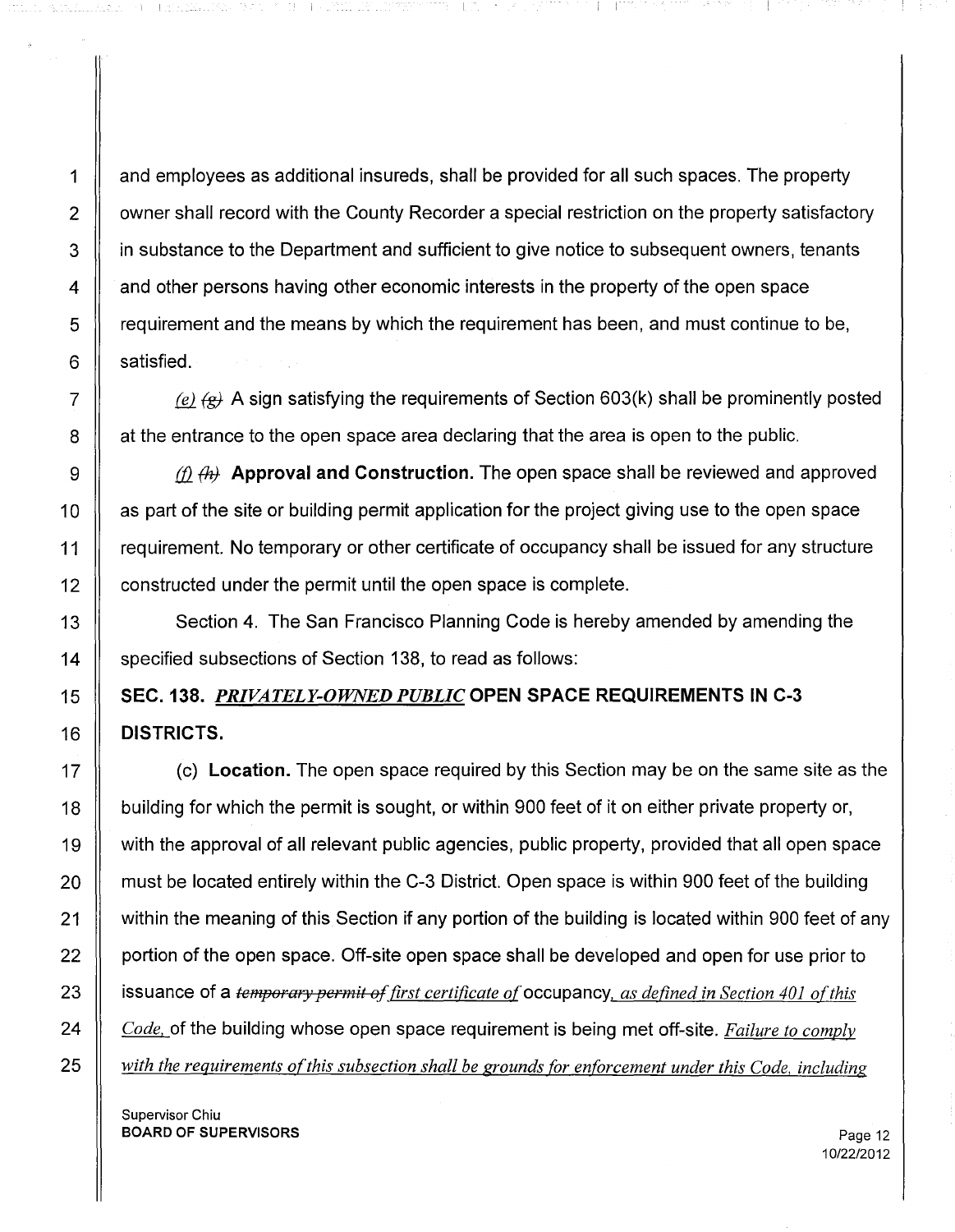and employees as additional insureds, shall be provided for all such spaces. The property owner shall record with the County Recorder a special restriction on the property satisfactory in substance to the Department and sufficient to give notice to subsequent owners, tenants and other persons having other economic interests in the property of the open space requirement and the means by which the requirement has been, and must continue to be, satisfied.

*(e)* ~~(g)~~ A sign satisfying the requirements of Section 603(k) shall be prominently posted at the entrance to the open space area declaring that the area is open to the public.

*(f)* ~~(h)~~ **Approval and Construction.** The open space shall be reviewed and approved as part of the site or building permit application for the project giving use to the open space requirement. No temporary or other certificate of occupancy shall be issued for any structure constructed under the permit until the open space is complete.

Section 4. The San Francisco Planning Code is hereby amended by amending the specified subsections of Section 138, to read as follows:

**SEC. 138.** ***PRIVATELY-OWNED PUBLIC*** **OPEN SPACE REQUIREMENTS IN C-3 DISTRICTS.**

(c) **Location.** The open space required by this Section may be on the same site as the building for which the permit is sought, or within 900 feet of it on either private property or, with the approval of all relevant public agencies, public property, provided that all open space must be located entirely within the C-3 District. Open space is within 900 feet of the building within the meaning of this Section if any portion of the building is located within 900 feet of any portion of the open space. Off-site open space shall be developed and open for use prior to issuance of a ~~*temporary permit of*~~ *first certificate of* occupancy*, as defined in Section 401 of this Code,* of the building whose open space requirement is being met off-site. *Failure to comply with the requirements of this subsection shall be grounds for enforcement under this Code, including*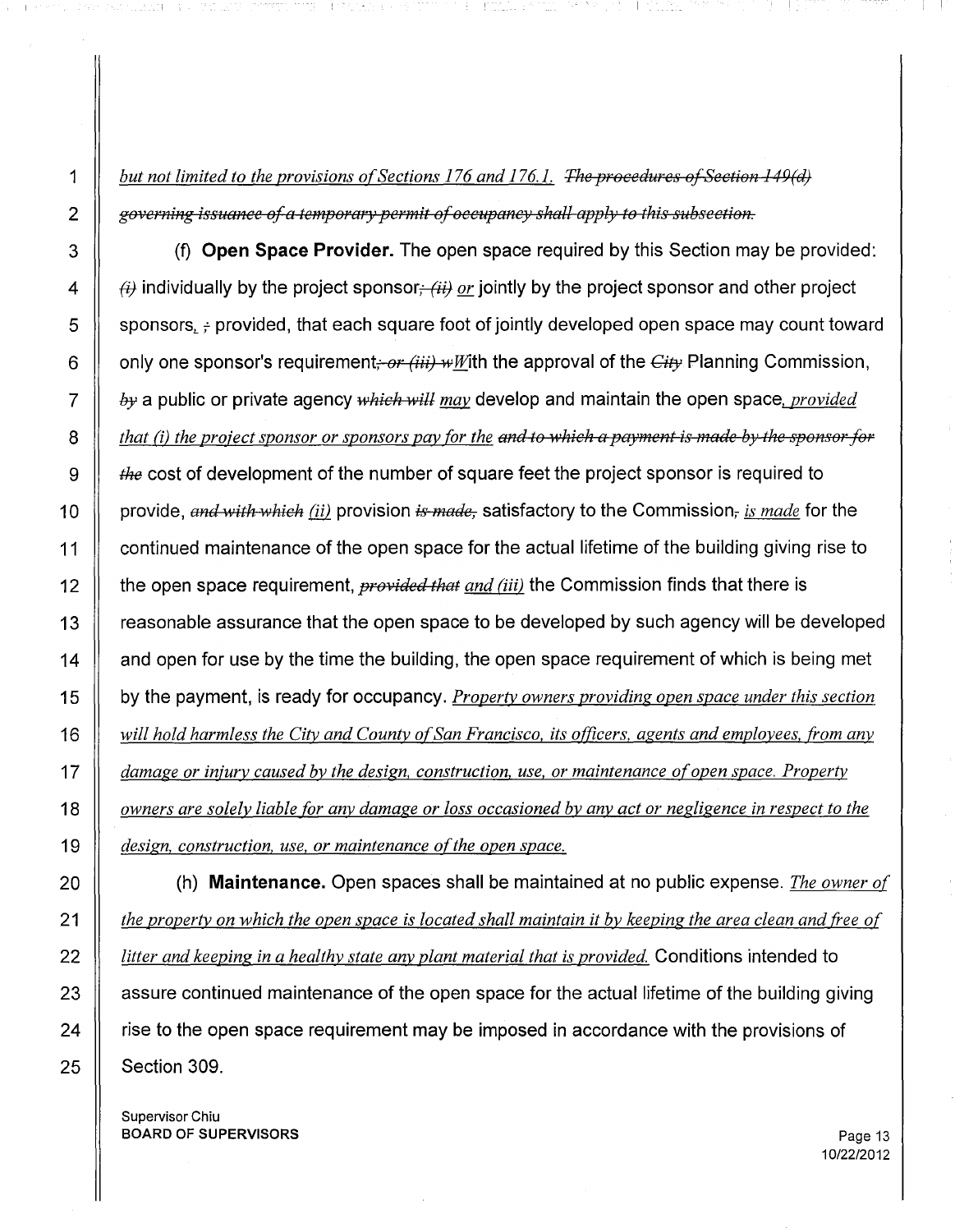*but not limited to the provisions of Sections 176 and 176.1.* ~~The procedures of Section 149(d) governing issuance of a temporary permit of occupancy shall apply to this subsection.~~

(f) **Open Space Provider.** The open space required by this Section may be provided: ~~(i)~~ individually by the project sponsor~~; (ii)~~ *or* jointly by the project sponsor and other project sponsors*,* ~~;~~ provided, that each square foot of jointly developed open space may count toward only one sponsor's requirement~~; or (iii) w~~*W*ith the approval of the ~~City~~ Planning Commission, ~~by~~ a public or private agency ~~which will~~ *may* develop and maintain the open space*, provided that (i) the project sponsor or sponsors pay for the* ~~and to which a payment is made by the sponsor for the~~ cost of development of the number of square feet the project sponsor is required to provide, ~~and with which~~ *(ii)* provision ~~is made,~~ satisfactory to the Commission~~,~~ *is made* for the continued maintenance of the open space for the actual lifetime of the building giving rise to the open space requirement, ~~provided that~~ *and (iii)* the Commission finds that there is reasonable assurance that the open space to be developed by such agency will be developed and open for use by the time the building, the open space requirement of which is being met by the payment, is ready for occupancy. *Property owners providing open space under this section will hold harmless the City and County of San Francisco, its officers, agents and employees, from any damage or injury caused by the design, construction, use, or maintenance of open space. Property owners are solely liable for any damage or loss occasioned by any act or negligence in respect to the design, construction, use, or maintenance of the open space.*

(h) **Maintenance.** Open spaces shall be maintained at no public expense. *The owner of the property on which the open space is located shall maintain it by keeping the area clean and free of litter and keeping in a healthy state any plant material that is provided.* Conditions intended to assure continued maintenance of the open space for the actual lifetime of the building giving rise to the open space requirement may be imposed in accordance with the provisions of Section 309.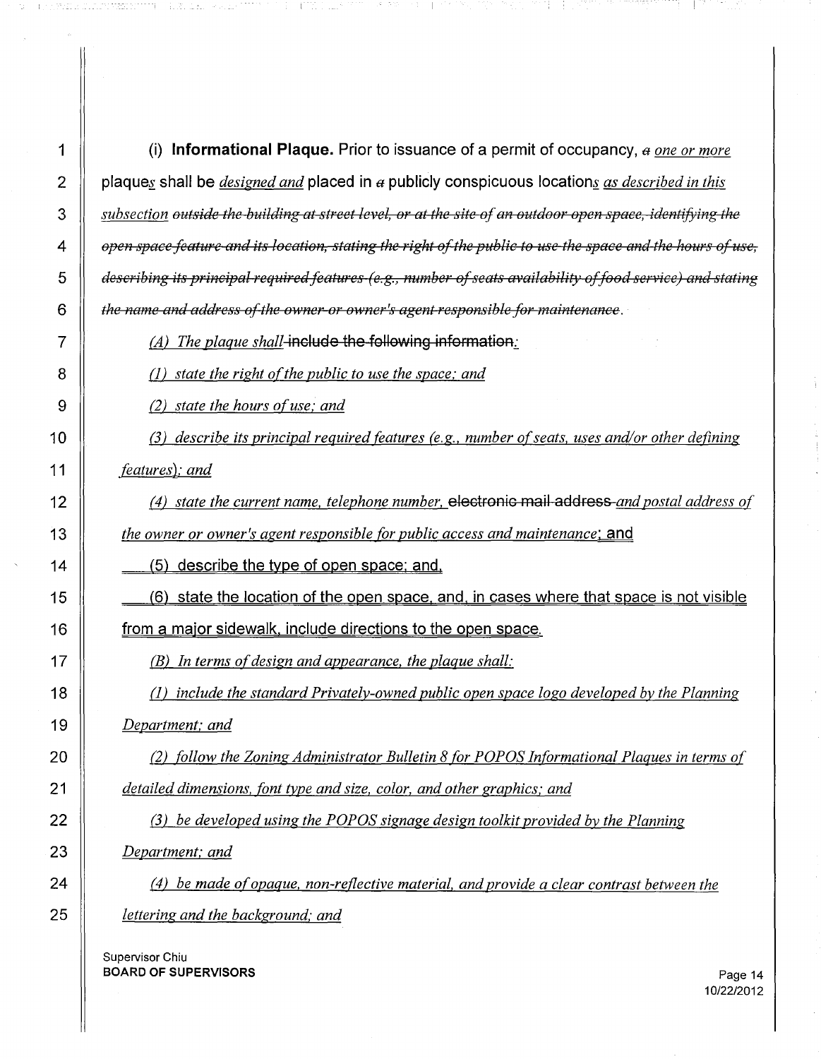(i) **Informational Plaque.** Prior to issuance of a permit of occupancy, ~~a~~ *one or more* plaque*s* shall be *designed and* placed in ~~a~~ publicly conspicuous location*s* *as described in this subsection* ~~outside the building at street level, or at the site of an outdoor open space, identifying the open space feature and its location, stating the right of the public to use the space and the hours of use, describing its principal required features (e.g., number of seats availability of food service) and stating the name and address of the owner or owner's agent responsible for maintenance~~.

*(A) The plaque shall* ~~include the following information~~*:*

*(1) state the right of the public to use the space; and*

*(2) state the hours of use; and*

*(3) describe its principal required features (e.g., number of seats, uses and/or other defining features); and*

*(4) state the current name, telephone number,* ~~electronic mail address~~ *and postal address of the owner or owner's agent responsible for public access and maintenance*; and

(5) describe the type of open space; and,

(6) state the location of the open space, and, in cases where that space is not visible from a major sidewalk, include directions to the open space.

*(B) In terms of design and appearance, the plaque shall:*

*(1) include the standard Privately-owned public open space logo developed by the Planning Department; and*

*(2) follow the Zoning Administrator Bulletin 8 for POPOS Informational Plaques in terms of detailed dimensions, font type and size, color, and other graphics; and*

*(3) be developed using the POPOS signage design toolkit provided by the Planning Department; and*

*(4) be made of opaque, non-reflective material, and provide a clear contrast between the lettering and the background; and*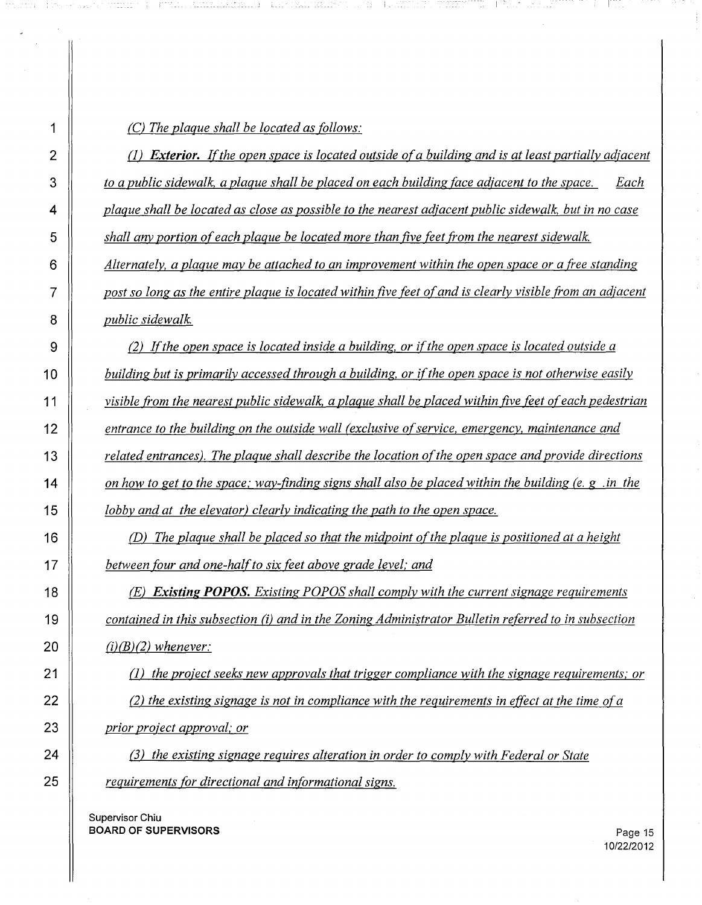*(C) The plaque shall be located as follows:*

*(1) **Exterior.** If the open space is located outside of a building and is at least partially adjacent to a public sidewalk, a plaque shall be placed on each building face adjacent to the space. Each plaque shall be located as close as possible to the nearest adjacent public sidewalk, but in no case shall any portion of each plaque be located more than five feet from the nearest sidewalk. Alternately, a plaque may be attached to an improvement within the open space or a free standing post so long as the entire plaque is located within five feet of and is clearly visible from an adjacent public sidewalk.*

*(2) If the open space is located inside a building, or if the open space is located outside a building but is primarily accessed through a building, or if the open space is not otherwise easily visible from the nearest public sidewalk, a plaque shall be placed within five feet of each pedestrian entrance to the building on the outside wall (exclusive of service, emergency, maintenance and related entrances). The plaque shall describe the location of the open space and provide directions on how to get to the space; way-finding signs shall also be placed within the building (e. g .in the lobby and at the elevator) clearly indicating the path to the open space.*

*(D) The plaque shall be placed so that the midpoint of the plaque is positioned at a height between four and one-half to six feet above grade level; and*

*(E) **Existing POPOS.** Existing POPOS shall comply with the current signage requirements contained in this subsection (i) and in the Zoning Administrator Bulletin referred to in subsection (i)(B)(2) whenever:*

*(1) the project seeks new approvals that trigger compliance with the signage requirements; or*

*(2) the existing signage is not in compliance with the requirements in effect at the time of a prior project approval; or*

*(3) the existing signage requires alteration in order to comply with Federal or State requirements for directional and informational signs.*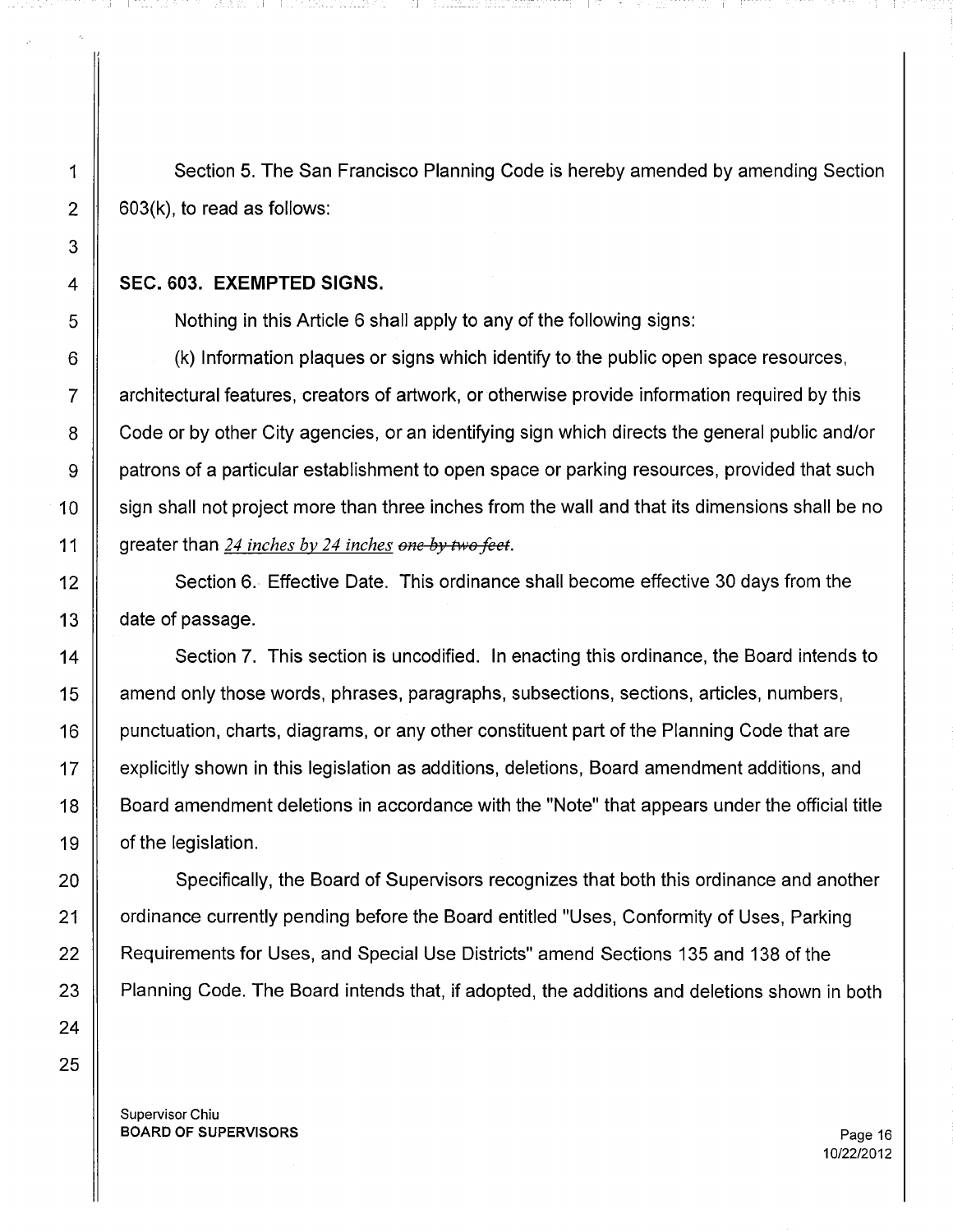Section 5. The San Francisco Planning Code is hereby amended by amending Section 603(k), to read as follows:

**SEC. 603. EXEMPTED SIGNS.**

Nothing in this Article 6 shall apply to any of the following signs:

(k) Information plaques or signs which identify to the public open space resources, architectural features, creators of artwork, or otherwise provide information required by this Code or by other City agencies, or an identifying sign which directs the general public and/or patrons of a particular establishment to open space or parking resources, provided that such sign shall not project more than three inches from the wall and that its dimensions shall be no greater than *24 inches by 24 inches* ~~*one by two feet*~~.

Section 6. Effective Date. This ordinance shall become effective 30 days from the date of passage.

Section 7. This section is uncodified. In enacting this ordinance, the Board intends to amend only those words, phrases, paragraphs, subsections, sections, articles, numbers, punctuation, charts, diagrams, or any other constituent part of the Planning Code that are explicitly shown in this legislation as additions, deletions, Board amendment additions, and Board amendment deletions in accordance with the "Note" that appears under the official title of the legislation.

Specifically, the Board of Supervisors recognizes that both this ordinance and another ordinance currently pending before the Board entitled "Uses, Conformity of Uses, Parking Requirements for Uses, and Special Use Districts" amend Sections 135 and 138 of the Planning Code. The Board intends that, if adopted, the additions and deletions shown in both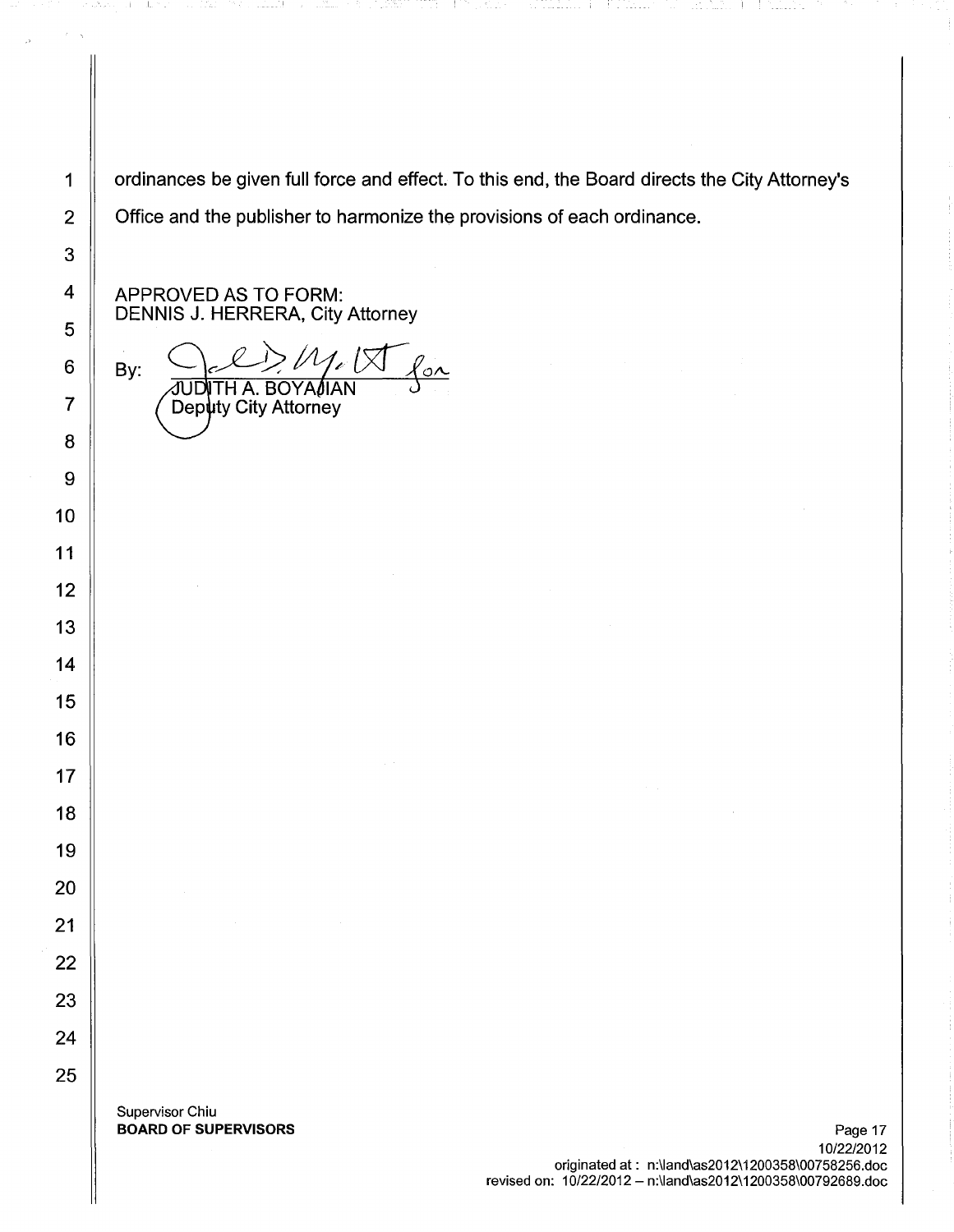ordinances be given full force and effect. To this end, the Board directs the City Attorney's Office and the publisher to harmonize the provisions of each ordinance.

APPROVED AS TO FORM:
DENNIS J. HERRERA, City Attorney

By: ______________________ for
JUDITH A. BOYAJIAN
Deputy City Attorney

Supervisor Chiu
**BOARD OF SUPERVISORS**

10/22/2012
originated at : n:\land\as2012\1200358\00758256.doc
revised on: 10/22/2012 – n:\land\as2012\1200358\00792689.doc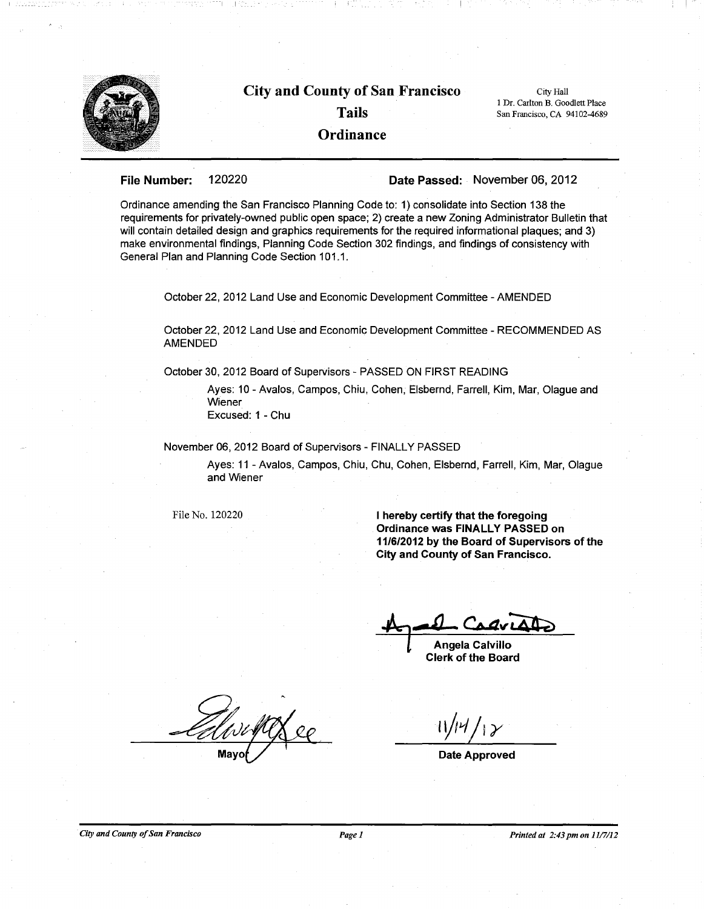# City and County of San Francisco

## Tails

## Ordinance

City Hall
1 Dr. Carlton B. Goodlett Place
San Francisco, CA 94102-4689

**File Number:** 120220 **Date Passed:** November 06, 2012

Ordinance amending the San Francisco Planning Code to: 1) consolidate into Section 138 the requirements for privately-owned public open space; 2) create a new Zoning Administrator Bulletin that will contain detailed design and graphics requirements for the required informational plaques; and 3) make environmental findings, Planning Code Section 302 findings, and findings of consistency with General Plan and Planning Code Section 101.1.

October 22, 2012 Land Use and Economic Development Committee - AMENDED

October 22, 2012 Land Use and Economic Development Committee - RECOMMENDED AS AMENDED

October 30, 2012 Board of Supervisors - PASSED ON FIRST READING

Ayes: 10 - Avalos, Campos, Chiu, Cohen, Elsbernd, Farrell, Kim, Mar, Olague and Wiener
Excused: 1 - Chu

November 06, 2012 Board of Supervisors - FINALLY PASSED

Ayes: 11 - Avalos, Campos, Chiu, Chu, Cohen, Elsbernd, Farrell, Kim, Mar, Olague and Wiener

File No. 120220

**I hereby certify that the foregoing Ordinance was FINALLY PASSED on 11/6/2012 by the Board of Supervisors of the City and County of San Francisco.**

**Angela Calvillo**
**Clerk of the Board**

**Mayor**

11/14/12
**Date Approved**